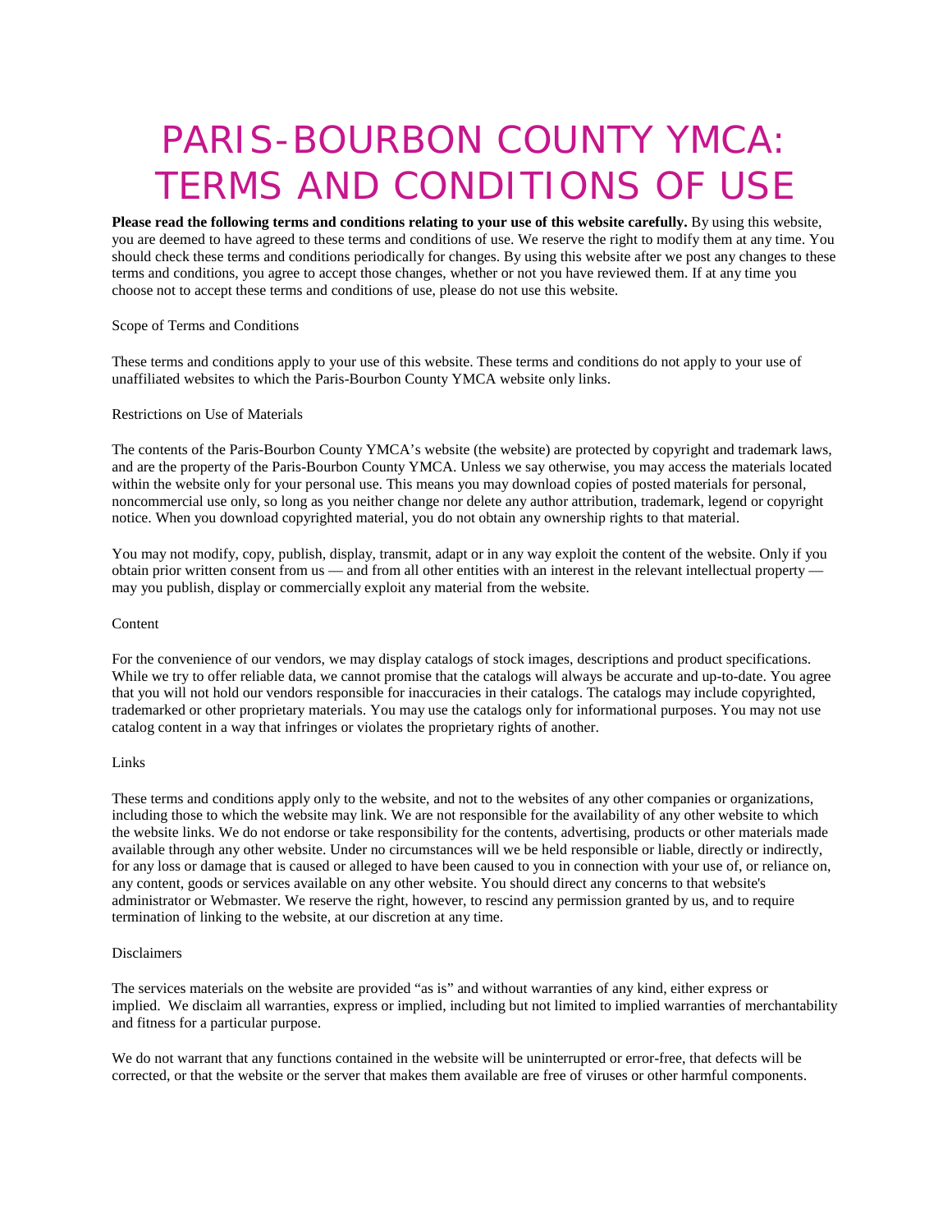# PARIS-BOURBON COUNTY YMCA: TERMS AND CONDITIONS OF USE

**Please read the following terms and conditions relating to your use of this website carefully.** By using this website, you are deemed to have agreed to these terms and conditions of use. We reserve the right to modify them at any time. You should check these terms and conditions periodically for changes. By using this website after we post any changes to these terms and conditions, you agree to accept those changes, whether or not you have reviewed them. If at any time you choose not to accept these terms and conditions of use, please do not use this website.

## Scope of Terms and Conditions

These terms and conditions apply to your use of this website. These terms and conditions do not apply to your use of unaffiliated websites to which the Paris-Bourbon County YMCA website only links.

## Restrictions on Use of Materials

The contents of the Paris-Bourbon County YMCA's website (the website) are protected by copyright and trademark laws, and are the property of the Paris-Bourbon County YMCA. Unless we say otherwise, you may access the materials located within the website only for your personal use. This means you may download copies of posted materials for personal, noncommercial use only, so long as you neither change nor delete any author attribution, trademark, legend or copyright notice. When you download copyrighted material, you do not obtain any ownership rights to that material.

You may not modify, copy, publish, display, transmit, adapt or in any way exploit the content of the website. Only if you obtain prior written consent from us — and from all other entities with an interest in the relevant intellectual property — may you publish, display or commercially exploit any material from the website.

## Content

For the convenience of our vendors, we may display catalogs of stock images, descriptions and product specifications. While we try to offer reliable data, we cannot promise that the catalogs will always be accurate and up-to-date. You agree that you will not hold our vendors responsible for inaccuracies in their catalogs. The catalogs may include copyrighted, trademarked or other proprietary materials. You may use the catalogs only for informational purposes. You may not use catalog content in a way that infringes or violates the proprietary rights of another.

## Links

These terms and conditions apply only to the website, and not to the websites of any other companies or organizations, including those to which the website may link. We are not responsible for the availability of any other website to which the website links. We do not endorse or take responsibility for the contents, advertising, products or other materials made available through any other website. Under no circumstances will we be held responsible or liable, directly or indirectly, for any loss or damage that is caused or alleged to have been caused to you in connection with your use of, or reliance on, any content, goods or services available on any other website. You should direct any concerns to that website's administrator or Webmaster. We reserve the right, however, to rescind any permission granted by us, and to require termination of linking to the website, at our discretion at any time.

## Disclaimers

The services materials on the website are provided "as is" and without warranties of any kind, either express or implied. We disclaim all warranties, express or implied, including but not limited to implied warranties of merchantability and fitness for a particular purpose.

We do not warrant that any functions contained in the website will be uninterrupted or error-free, that defects will be corrected, or that the website or the server that makes them available are free of viruses or other harmful components.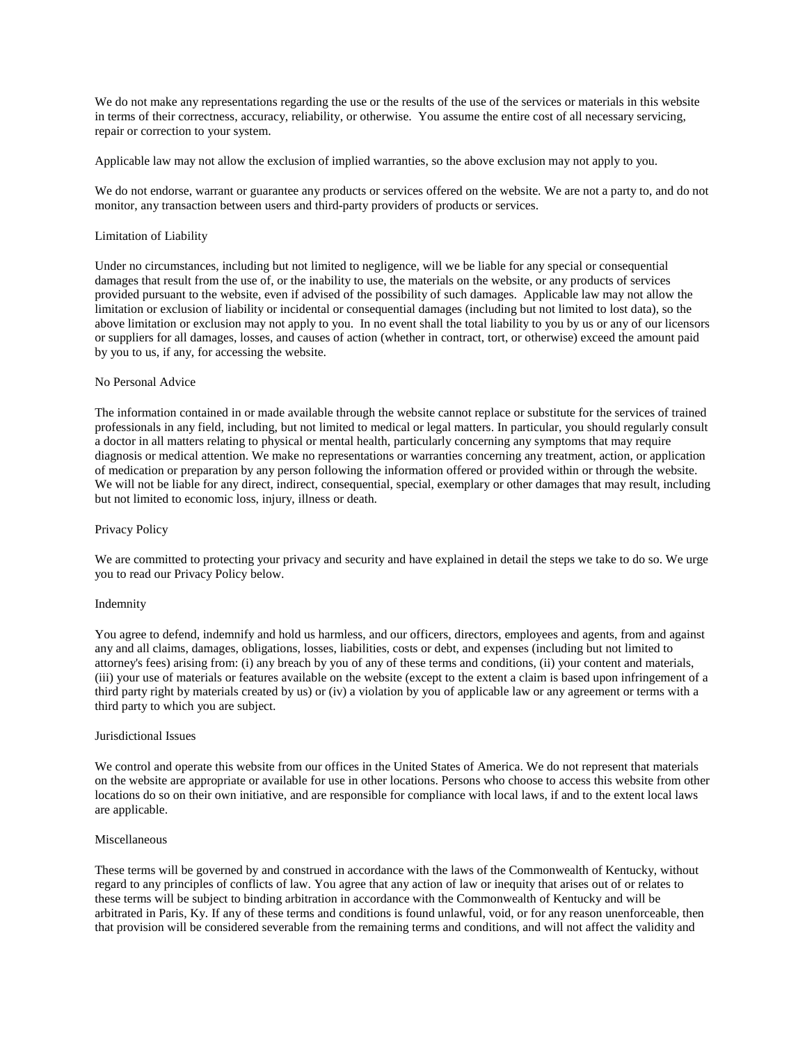We do not make any representations regarding the use or the results of the use of the services or materials in this website in terms of their correctness, accuracy, reliability, or otherwise. You assume the entire cost of all necessary servicing, repair or correction to your system.

Applicable law may not allow the exclusion of implied warranties, so the above exclusion may not apply to you.

We do not endorse, warrant or guarantee any products or services offered on the website. We are not a party to, and do not monitor, any transaction between users and third-party providers of products or services.

## Limitation of Liability

Under no circumstances, including but not limited to negligence, will we be liable for any special or consequential damages that result from the use of, or the inability to use, the materials on the website, or any products of services provided pursuant to the website, even if advised of the possibility of such damages. Applicable law may not allow the limitation or exclusion of liability or incidental or consequential damages (including but not limited to lost data), so the above limitation or exclusion may not apply to you. In no event shall the total liability to you by us or any of our licensors or suppliers for all damages, losses, and causes of action (whether in contract, tort, or otherwise) exceed the amount paid by you to us, if any, for accessing the website.

## No Personal Advice

The information contained in or made available through the website cannot replace or substitute for the services of trained professionals in any field, including, but not limited to medical or legal matters. In particular, you should regularly consult a doctor in all matters relating to physical or mental health, particularly concerning any symptoms that may require diagnosis or medical attention. We make no representations or warranties concerning any treatment, action, or application of medication or preparation by any person following the information offered or provided within or through the website. We will not be liable for any direct, indirect, consequential, special, exemplary or other damages that may result, including but not limited to economic loss, injury, illness or death.

## Privacy Policy

We are committed to protecting your privacy and security and have explained in detail the steps we take to do so. We urge you to read our Privacy Policy below.

## Indemnity

You agree to defend, indemnify and hold us harmless, and our officers, directors, employees and agents, from and against any and all claims, damages, obligations, losses, liabilities, costs or debt, and expenses (including but not limited to attorney's fees) arising from: (i) any breach by you of any of these terms and conditions, (ii) your content and materials, (iii) your use of materials or features available on the website (except to the extent a claim is based upon infringement of a third party right by materials created by us) or (iv) a violation by you of applicable law or any agreement or terms with a third party to which you are subject.

## Jurisdictional Issues

We control and operate this website from our offices in the United States of America. We do not represent that materials on the website are appropriate or available for use in other locations. Persons who choose to access this website from other locations do so on their own initiative, and are responsible for compliance with local laws, if and to the extent local laws are applicable.

## Miscellaneous

These terms will be governed by and construed in accordance with the laws of the Commonwealth of Kentucky, without regard to any principles of conflicts of law. You agree that any action of law or inequity that arises out of or relates to these terms will be subject to binding arbitration in accordance with the Commonwealth of Kentucky and will be arbitrated in Paris, Ky. If any of these terms and conditions is found unlawful, void, or for any reason unenforceable, then that provision will be considered severable from the remaining terms and conditions, and will not affect the validity and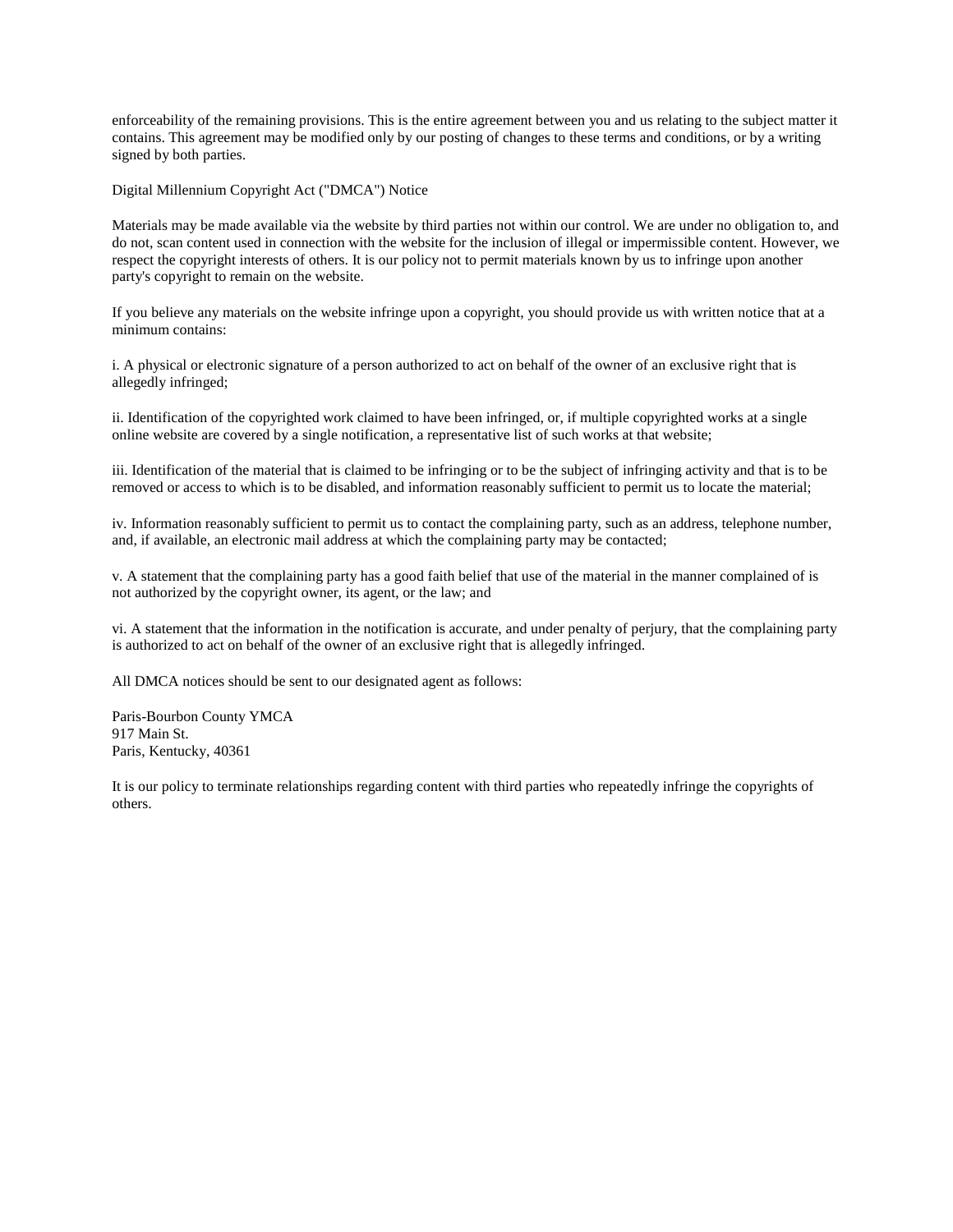enforceability of the remaining provisions. This is the entire agreement between you and us relating to the subject matter it contains. This agreement may be modified only by our posting of changes to these terms and conditions, or by a writing signed by both parties.

Digital Millennium Copyright Act ("DMCA") Notice

Materials may be made available via the website by third parties not within our control. We are under no obligation to, and do not, scan content used in connection with the website for the inclusion of illegal or impermissible content. However, we respect the copyright interests of others. It is our policy not to permit materials known by us to infringe upon another party's copyright to remain on the website.

If you believe any materials on the website infringe upon a copyright, you should provide us with written notice that at a minimum contains:

i. A physical or electronic signature of a person authorized to act on behalf of the owner of an exclusive right that is allegedly infringed;

ii. Identification of the copyrighted work claimed to have been infringed, or, if multiple copyrighted works at a single online website are covered by a single notification, a representative list of such works at that website;

iii. Identification of the material that is claimed to be infringing or to be the subject of infringing activity and that is to be removed or access to which is to be disabled, and information reasonably sufficient to permit us to locate the material;

iv. Information reasonably sufficient to permit us to contact the complaining party, such as an address, telephone number, and, if available, an electronic mail address at which the complaining party may be contacted;

v. A statement that the complaining party has a good faith belief that use of the material in the manner complained of is not authorized by the copyright owner, its agent, or the law; and

vi. A statement that the information in the notification is accurate, and under penalty of perjury, that the complaining party is authorized to act on behalf of the owner of an exclusive right that is allegedly infringed.

All DMCA notices should be sent to our designated agent as follows:

Paris-Bourbon County YMCA
917 Main St.
Paris, Kentucky, 40361

It is our policy to terminate relationships regarding content with third parties who repeatedly infringe the copyrights of others.